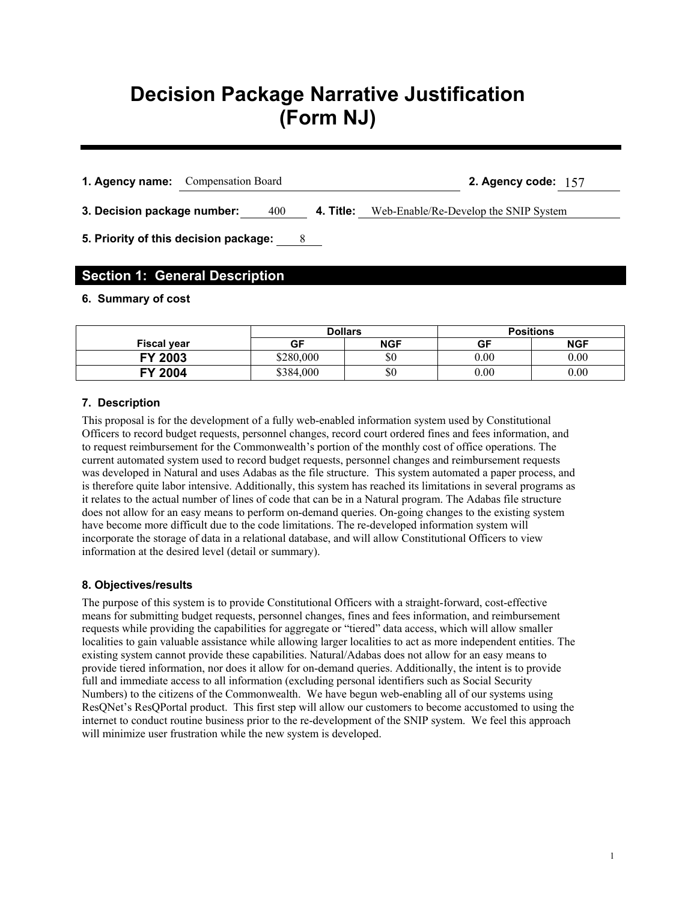# Decision Package Narrative Justification (Form NJ)

**1. Agency name:** Compensation Board **2. Agency code:** 157

**3. Decision package number:** 400 **4. Title:** Web-Enable/Re-Develop the SNIP System

**5. Priority of this decision package:** 8

## Section 1: General Description

### 6. Summary of cost

| | Dollars | | Positions | |
|---|---|---|---|---|
| **Fiscal year** | **GF** | **NGF** | **GF** | **NGF** |
| **FY 2003** | $280,000 | $0 | 0.00 | 0.00 |
| **FY 2004** | $384,000 | $0 | 0.00 | 0.00 |

### 7. Description

This proposal is for the development of a fully web-enabled information system used by Constitutional Officers to record budget requests, personnel changes, record court ordered fines and fees information, and to request reimbursement for the Commonwealth's portion of the monthly cost of office operations. The current automated system used to record budget requests, personnel changes and reimbursement requests was developed in Natural and uses Adabas as the file structure. This system automated a paper process, and is therefore quite labor intensive. Additionally, this system has reached its limitations in several programs as it relates to the actual number of lines of code that can be in a Natural program. The Adabas file structure does not allow for an easy means to perform on-demand queries. On-going changes to the existing system have become more difficult due to the code limitations. The re-developed information system will incorporate the storage of data in a relational database, and will allow Constitutional Officers to view information at the desired level (detail or summary).

### 8. Objectives/results

The purpose of this system is to provide Constitutional Officers with a straight-forward, cost-effective means for submitting budget requests, personnel changes, fines and fees information, and reimbursement requests while providing the capabilities for aggregate or "tiered" data access, which will allow smaller localities to gain valuable assistance while allowing larger localities to act as more independent entities. The existing system cannot provide these capabilities. Natural/Adabas does not allow for an easy means to provide tiered information, nor does it allow for on-demand queries. Additionally, the intent is to provide full and immediate access to all information (excluding personal identifiers such as Social Security Numbers) to the citizens of the Commonwealth. We have begun web-enabling all of our systems using ResQNet's ResQPortal product. This first step will allow our customers to become accustomed to using the internet to conduct routine business prior to the re-development of the SNIP system. We feel this approach will minimize user frustration while the new system is developed.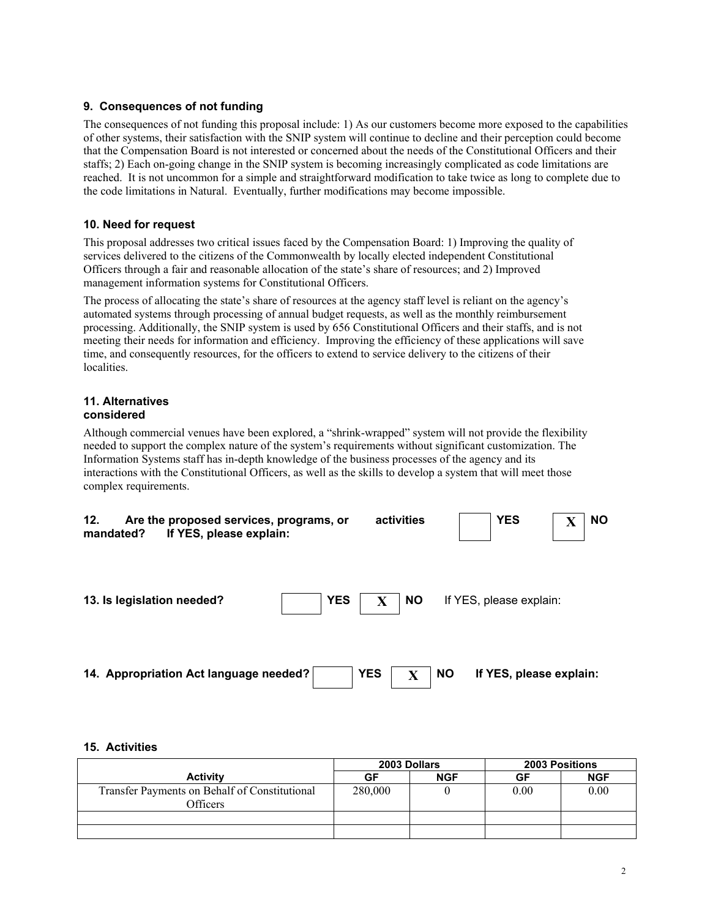### 9. Consequences of not funding

The consequences of not funding this proposal include: 1) As our customers become more exposed to the capabilities of other systems, their satisfaction with the SNIP system will continue to decline and their perception could become that the Compensation Board is not interested or concerned about the needs of the Constitutional Officers and their staffs; 2) Each on-going change in the SNIP system is becoming increasingly complicated as code limitations are reached. It is not uncommon for a simple and straightforward modification to take twice as long to complete due to the code limitations in Natural. Eventually, further modifications may become impossible.

### 10. Need for request

This proposal addresses two critical issues faced by the Compensation Board: 1) Improving the quality of services delivered to the citizens of the Commonwealth by locally elected independent Constitutional Officers through a fair and reasonable allocation of the state's share of resources; and 2) Improved management information systems for Constitutional Officers.

The process of allocating the state's share of resources at the agency staff level is reliant on the agency's automated systems through processing of annual budget requests, as well as the monthly reimbursement processing. Additionally, the SNIP system is used by 656 Constitutional Officers and their staffs, and is not meeting their needs for information and efficiency. Improving the efficiency of these applications will save time, and consequently resources, for the officers to extend to service delivery to the citizens of their localities.

### 11. Alternatives considered

Although commercial venues have been explored, a "shrink-wrapped" system will not provide the flexibility needed to support the complex nature of the system's requirements without significant customization. The Information Systems staff has in-depth knowledge of the business processes of the agency and its interactions with the Constitutional Officers, as well as the skills to develop a system that will meet those complex requirements.

**12. Are the proposed services, programs, or activities mandated? If YES, please explain:** [ ] **YES** [X] **NO**

**13. Is legislation needed?** [ ] **YES** [X] **NO** If YES, please explain:

**14. Appropriation Act language needed?** [ ] **YES** [X] **NO** **If YES, please explain:**

### 15. Activities

| Activity | 2003 Dollars | | 2003 Positions | |
|---|---|---|---|---|
| | GF | NGF | GF | NGF |
| Transfer Payments on Behalf of Constitutional Officers | 280,000 | 0 | 0.00 | 0.00 |
| | | | | |
| | | | | |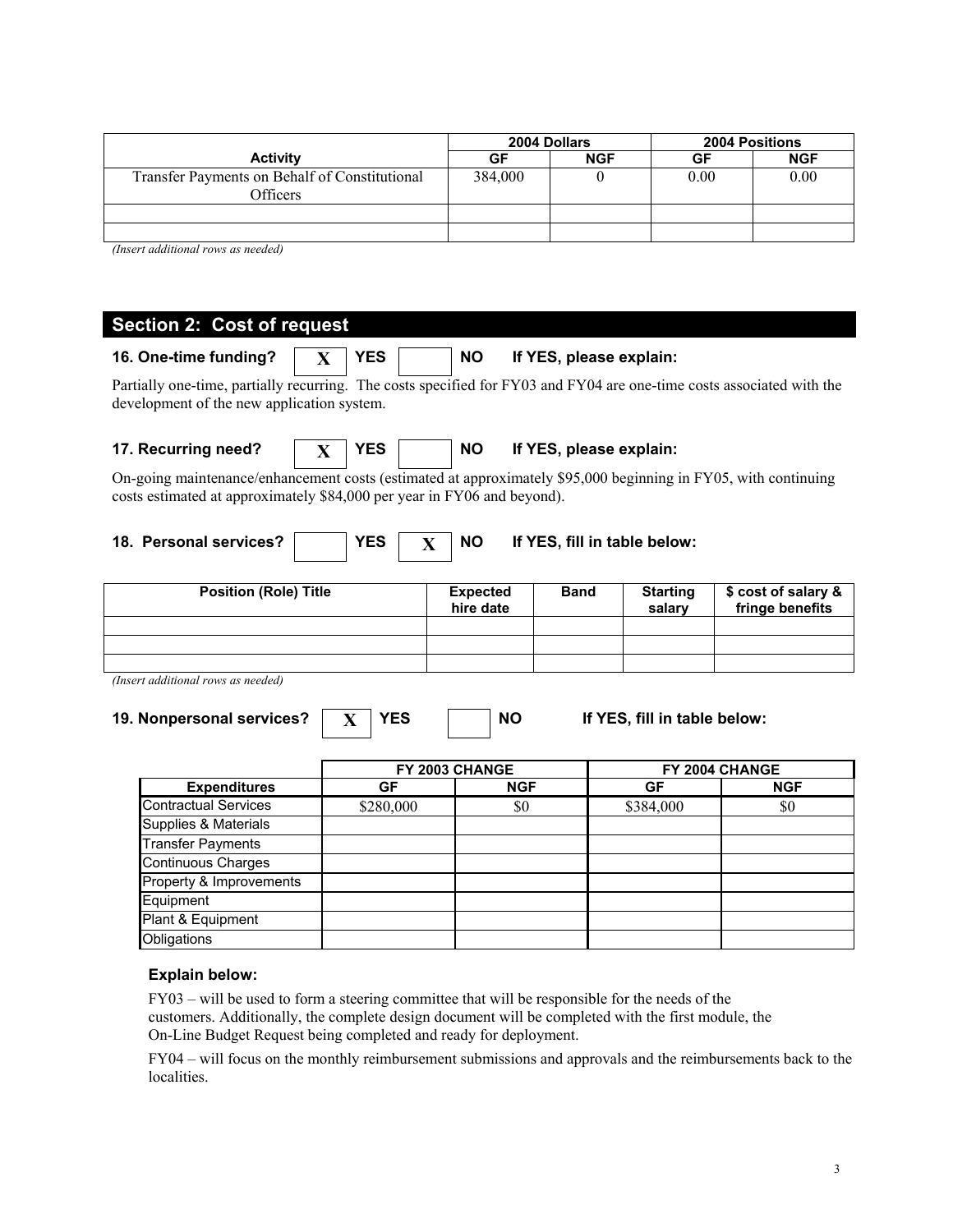| Activity | 2004 Dollars | | 2004 Positions | |
|---|---|---|---|---|
| | GF | NGF | GF | NGF |
| Transfer Payments on Behalf of Constitutional Officers | 384,000 | 0 | 0.00 | 0.00 |
| | | | | |
| | | | | |

*(Insert additional rows as needed)*

## Section 2: Cost of request

**16. One-time funding?** [X] **YES** [ ] **NO** **If YES, please explain:**

Partially one-time, partially recurring. The costs specified for FY03 and FY04 are one-time costs associated with the development of the new application system.

**17. Recurring need?** [X] **YES** [ ] **NO** **If YES, please explain:**

On-going maintenance/enhancement costs (estimated at approximately $95,000 beginning in FY05, with continuing costs estimated at approximately $84,000 per year in FY06 and beyond).

**18. Personal services?** [ ] **YES** [X] **NO** **If YES, fill in table below:**

| Position (Role) Title | Expected hire date | Band | Starting salary | $ cost of salary & fringe benefits |
|---|---|---|---|---|
| | | | | |
| | | | | |
| | | | | |

*(Insert additional rows as needed)*

**19. Nonpersonal services?** [X] **YES** [ ] **NO** **If YES, fill in table below:**

| Expenditures | FY 2003 CHANGE | | FY 2004 CHANGE | |
|---|---|---|---|---|
| | GF | NGF | GF | NGF |
| Contractual Services | $280,000 | $0 | $384,000 | $0 |
| Supplies & Materials | | | | |
| Transfer Payments | | | | |
| Continuous Charges | | | | |
| Property & Improvements | | | | |
| Equipment | | | | |
| Plant & Equipment | | | | |
| Obligations | | | | |

**Explain below:**

FY03 – will be used to form a steering committee that will be responsible for the needs of the customers. Additionally, the complete design document will be completed with the first module, the On-Line Budget Request being completed and ready for deployment.

FY04 – will focus on the monthly reimbursement submissions and approvals and the reimbursements back to the localities.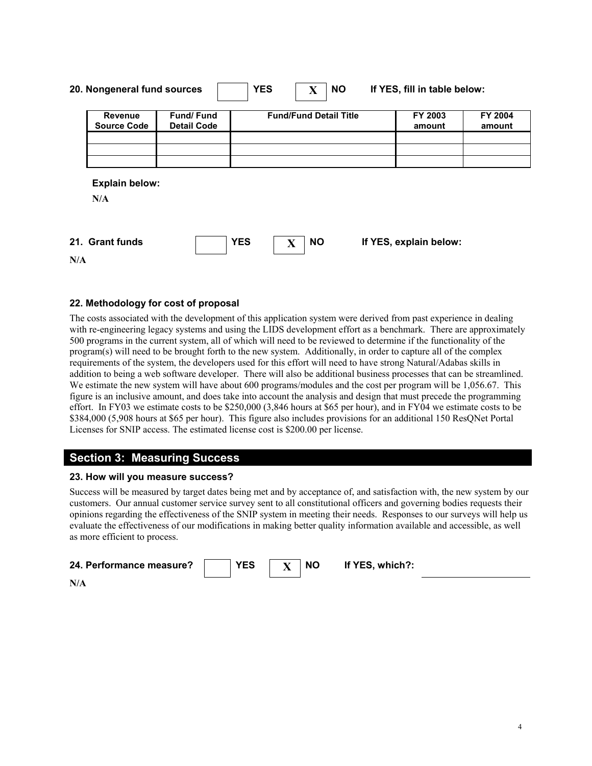**20. Nongeneral fund sources** [ ] YES [X] NO If YES, fill in table below:

| Revenue Source Code | Fund/ Fund Detail Code | Fund/Fund Detail Title | FY 2003 amount | FY 2004 amount |
|---|---|---|---|---|
| | | | | |
| | | | | |
| | | | | |

**Explain below:**

N/A

**21. Grant funds** [ ] YES [X] NO If YES, explain below:

N/A

**22. Methodology for cost of proposal**

The costs associated with the development of this application system were derived from past experience in dealing with re-engineering legacy systems and using the LIDS development effort as a benchmark. There are approximately 500 programs in the current system, all of which will need to be reviewed to determine if the functionality of the program(s) will need to be brought forth to the new system. Additionally, in order to capture all of the complex requirements of the system, the developers used for this effort will need to have strong Natural/Adabas skills in addition to being a web software developer. There will also be additional business processes that can be streamlined. We estimate the new system will have about 600 programs/modules and the cost per program will be 1,056.67. This figure is an inclusive amount, and does take into account the analysis and design that must precede the programming effort. In FY03 we estimate costs to be $250,000 (3,846 hours at $65 per hour), and in FY04 we estimate costs to be $384,000 (5,908 hours at $65 per hour). This figure also includes provisions for an additional 150 ResQNet Portal Licenses for SNIP access. The estimated license cost is $200.00 per license.

## Section 3: Measuring Success

**23. How will you measure success?**

Success will be measured by target dates being met and by acceptance of, and satisfaction with, the new system by our customers. Our annual customer service survey sent to all constitutional officers and governing bodies requests their opinions regarding the effectiveness of the SNIP system in meeting their needs. Responses to our surveys will help us evaluate the effectiveness of our modifications in making better quality information available and accessible, as well as more efficient to process.

**24. Performance measure?** [ ] YES [X] NO If YES, which?: ____________________

N/A